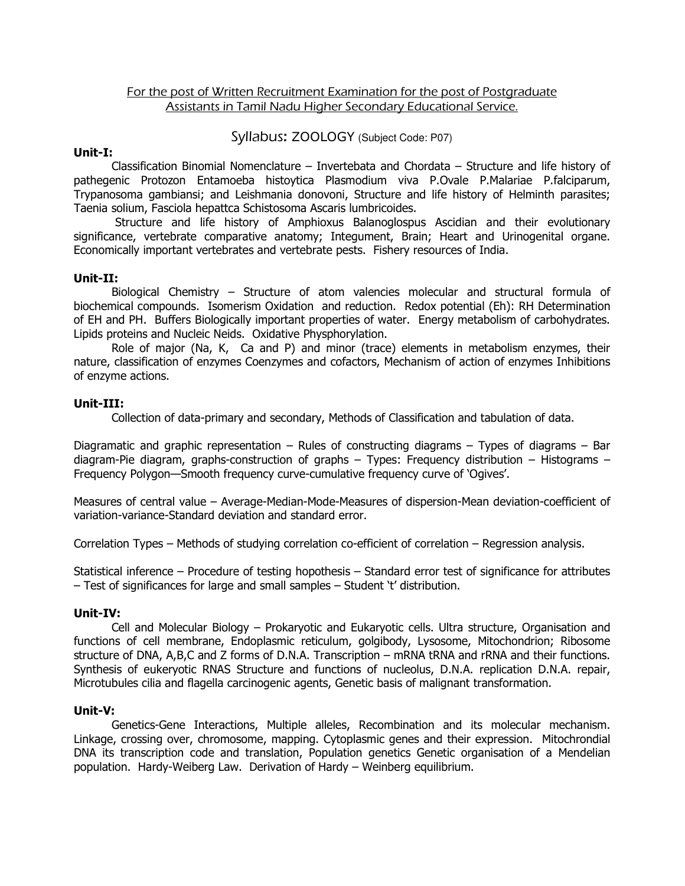For the post of Written Recruitment Examination for the post of Postgraduate Assistants in Tamil Nadu Higher Secondary Educational Service.

## Syllabus: ZOOLOGY (Subject Code: P07)

**Unit-I:**

Classification Binomial Nomenclature – Invertebata and Chordata – Structure and life history of pathegenic Protozon Entamoeba histoytica Plasmodium viva P.Ovale P.Malariae P.falciparum, Trypanosoma gambiansi; and Leishmania donovoni, Structure and life history of Helminth parasites; Taenia solium, Fasciola hepattca Schistosoma Ascaris lumbricoides.

Structure and life history of Amphioxus Balanoglospus Ascidian and their evolutionary significance, vertebrate comparative anatomy; Integument, Brain; Heart and Urinogenital organe. Economically important vertebrates and vertebrate pests. Fishery resources of India.

**Unit-II:**

Biological Chemistry – Structure of atom valencies molecular and structural formula of biochemical compounds. Isomerism Oxidation and reduction. Redox potential (Eh): RH Determination of EH and PH. Buffers Biologically important properties of water. Energy metabolism of carbohydrates. Lipids proteins and Nucleic Neids. Oxidative Physphorylation.

Role of major (Na, K, Ca and P) and minor (trace) elements in metabolism enzymes, their nature, classification of enzymes Coenzymes and cofactors, Mechanism of action of enzymes Inhibitions of enzyme actions.

**Unit-III:**

Collection of data-primary and secondary, Methods of Classification and tabulation of data.

Diagramatic and graphic representation – Rules of constructing diagrams – Types of diagrams – Bar diagram-Pie diagram, graphs-construction of graphs – Types: Frequency distribution – Histograms – Frequency Polygon—Smooth frequency curve-cumulative frequency curve of 'Ogives'.

Measures of central value – Average-Median-Mode-Measures of dispersion-Mean deviation-coefficient of variation-variance-Standard deviation and standard error.

Correlation Types – Methods of studying correlation co-efficient of correlation – Regression analysis.

Statistical inference – Procedure of testing hopothesis – Standard error test of significance for attributes – Test of significances for large and small samples – Student 't' distribution.

**Unit-IV:**

Cell and Molecular Biology – Prokaryotic and Eukaryotic cells. Ultra structure, Organisation and functions of cell membrane, Endoplasmic reticulum, golgibody, Lysosome, Mitochondrion; Ribosome structure of DNA, A,B,C and Z forms of D.N.A. Transcription – mRNA tRNA and rRNA and their functions. Synthesis of eukeryotic RNAS Structure and functions of nucleolus, D.N.A. replication D.N.A. repair, Microtubules cilia and flagella carcinogenic agents, Genetic basis of malignant transformation.

**Unit-V:**

Genetics-Gene Interactions, Multiple alleles, Recombination and its molecular mechanism. Linkage, crossing over, chromosome, mapping. Cytoplasmic genes and their expression. Mitochrondial DNA its transcription code and translation, Population genetics Genetic organisation of a Mendelian population. Hardy-Weiberg Law. Derivation of Hardy – Weinberg equilibrium.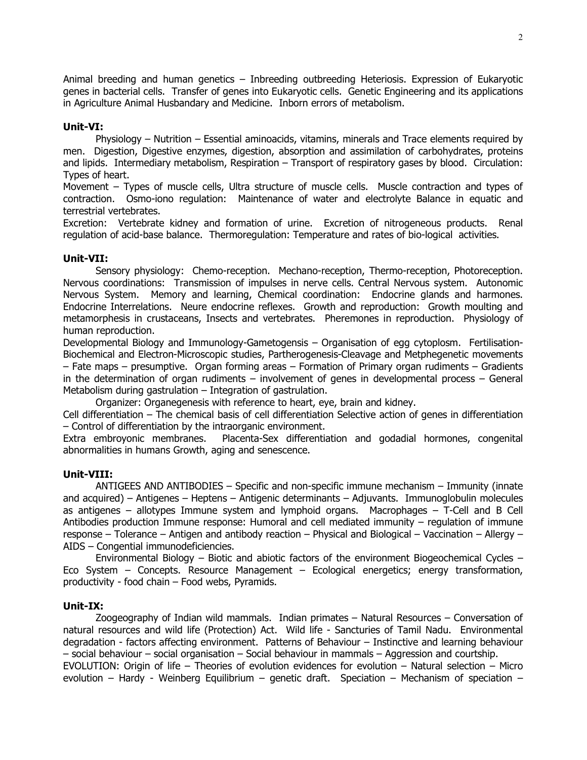Animal breeding and human genetics – Inbreeding outbreeding Heteriosis. Expression of Eukaryotic genes in bacterial cells. Transfer of genes into Eukaryotic cells. Genetic Engineering and its applications in Agriculture Animal Husbandary and Medicine. Inborn errors of metabolism.

**Unit-VI:**

Physiology – Nutrition – Essential aminoacids, vitamins, minerals and Trace elements required by men. Digestion, Digestive enzymes, digestion, absorption and assimilation of carbohydrates, proteins and lipids. Intermediary metabolism, Respiration – Transport of respiratory gases by blood. Circulation: Types of heart.

Movement – Types of muscle cells, Ultra structure of muscle cells. Muscle contraction and types of contraction. Osmo-iono regulation: Maintenance of water and electrolyte Balance in equatic and terrestrial vertebrates.

Excretion: Vertebrate kidney and formation of urine. Excretion of nitrogeneous products. Renal regulation of acid-base balance. Thermoregulation: Temperature and rates of bio-logical activities.

**Unit-VII:**

Sensory physiology: Chemo-reception. Mechano-reception, Thermo-reception, Photoreception. Nervous coordinations: Transmission of impulses in nerve cells. Central Nervous system. Autonomic Nervous System. Memory and learning, Chemical coordination: Endocrine glands and harmones. Endocrine Interrelations. Neure endocrine reflexes. Growth and reproduction: Growth moulting and metamorphesis in crustaceans, Insects and vertebrates. Pheremones in reproduction. Physiology of human reproduction.

Developmental Biology and Immunology-Gametogensis – Organisation of egg cytoplism. Fertilisation-Biochemical and Electron-Microscopic studies, Partherogenesis-Cleavage and Metphegenetic movements – Fate maps – presumptive. Organ forming areas – Formation of Primary organ rudiments – Gradients in the determination of organ rudiments – involvement of genes in developmental process – General Metabolism during gastrulation – Integration of gastrulation.

Organizer: Organegenesis with reference to heart, eye, brain and kidney.

Cell differentiation – The chemical basis of cell differentiation Selective action of genes in differentiation – Control of differentiation by the intraorganic environment.

Extra embroyonic membranes. Placenta-Sex differentiation and godadial hormones, congenital abnormalities in humans Growth, aging and senescence.

**Unit-VIII:**

ANTIGEES AND ANTIBODIES – Specific and non-specific immune mechanism – Immunity (innate and acquired) – Antigenes – Heptens – Antigenic determinants – Adjuvants. Immunoglobulin molecules as antigenes – allotypes Immune system and lymphoid organs. Macrophages – T-Cell and B Cell Antibodies production Immune response: Humoral and cell mediated immunity – regulation of immune response – Tolerance – Antigen and antibody reaction – Physical and Biological – Vaccination – Allergy – AIDS – Congential immunodeficiencies.

Environmental Biology – Biotic and abiotic factors of the environment Biogeochemical Cycles – Eco System – Concepts. Resource Management – Ecological energetics; energy transformation, productivity - food chain – Food webs, Pyramids.

**Unit-IX:**

Zoogeography of Indian wild mammals. Indian primates – Natural Resources – Conversation of natural resources and wild life (Protection) Act. Wild life - Sancturies of Tamil Nadu. Environmental degradation - factors affecting environment. Patterns of Behaviour – Instinctive and learning behaviour – social behaviour – social organisation – Social behaviour in mammals – Aggression and courtship.

EVOLUTION: Origin of life – Theories of evolution evidences for evolution – Natural selection – Micro evolution – Hardy - Weinberg Equilibrium – genetic draft. Speciation – Mechanism of speciation –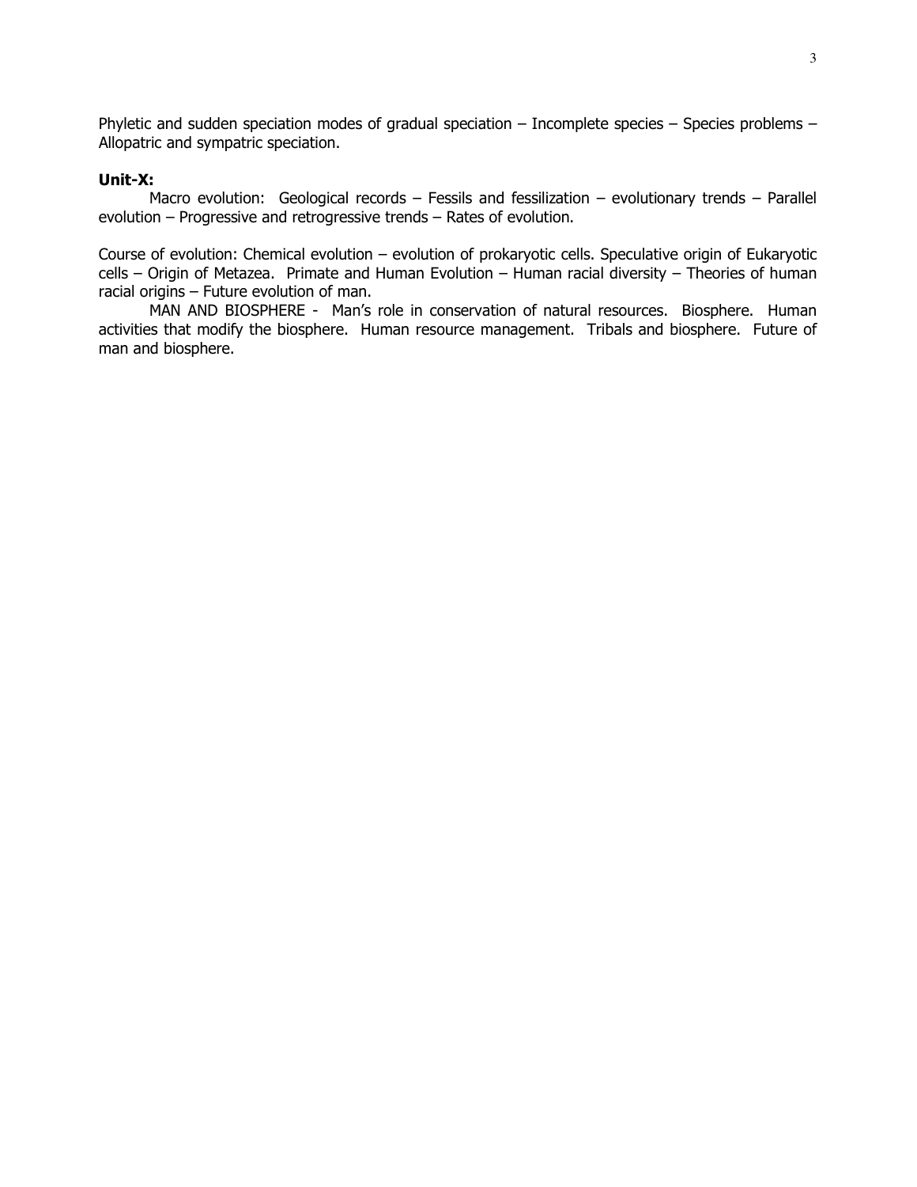Phyletic and sudden speciation modes of gradual speciation – Incomplete species – Species problems – Allopatric and sympatric speciation.

**Unit-X:**

Macro evolution: Geological records – Fessils and fessilization – evolutionary trends – Parallel evolution – Progressive and retrogressive trends – Rates of evolution.

Course of evolution: Chemical evolution – evolution of prokaryotic cells. Speculative origin of Eukaryotic cells – Origin of Metazea. Primate and Human Evolution – Human racial diversity – Theories of human racial origins – Future evolution of man.

MAN AND BIOSPHERE - Man's role in conservation of natural resources. Biosphere. Human activities that modify the biosphere. Human resource management. Tribals and biosphere. Future of man and biosphere.